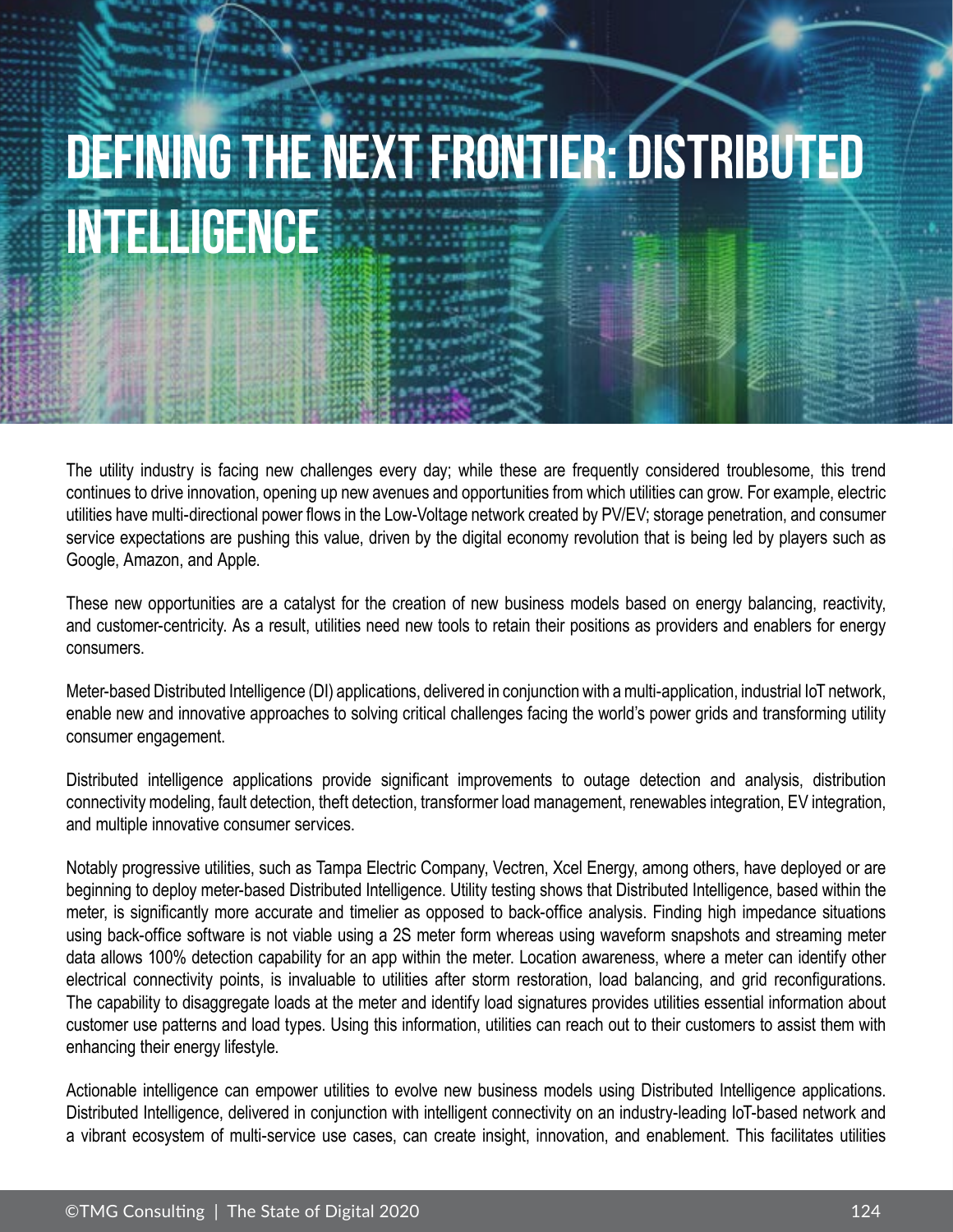# DEFINING THE NEXT FRONTIER: DISTRIBUTED INTELLIGENCE

The utility industry is facing new challenges every day; while these are frequently considered troublesome, this trend continues to drive innovation, opening up new avenues and opportunities from which utilities can grow. For example, electric utilities have multi-directional power flows in the Low-Voltage network created by PV/EV; storage penetration, and consumer service expectations are pushing this value, driven by the digital economy revolution that is being led by players such as Google, Amazon, and Apple.

These new opportunities are a catalyst for the creation of new business models based on energy balancing, reactivity, and customer-centricity. As a result, utilities need new tools to retain their positions as providers and enablers for energy consumers.

Meter-based Distributed Intelligence (DI) applications, delivered in conjunction with a multi-application, industrial IoT network, enable new and innovative approaches to solving critical challenges facing the world's power grids and transforming utility consumer engagement.

Distributed intelligence applications provide significant improvements to outage detection and analysis, distribution connectivity modeling, fault detection, theft detection, transformer load management, renewables integration, EV integration, and multiple innovative consumer services.

Notably progressive utilities, such as Tampa Electric Company, Vectren, Xcel Energy, among others, have deployed or are beginning to deploy meter-based Distributed Intelligence. Utility testing shows that Distributed Intelligence, based within the meter, is significantly more accurate and timelier as opposed to back-office analysis. Finding high impedance situations using back-office software is not viable using a 2S meter form whereas using waveform snapshots and streaming meter data allows 100% detection capability for an app within the meter. Location awareness, where a meter can identify other electrical connectivity points, is invaluable to utilities after storm restoration, load balancing, and grid reconfigurations. The capability to disaggregate loads at the meter and identify load signatures provides utilities essential information about customer use patterns and load types. Using this information, utilities can reach out to their customers to assist them with enhancing their energy lifestyle.

Actionable intelligence can empower utilities to evolve new business models using Distributed Intelligence applications. Distributed Intelligence, delivered in conjunction with intelligent connectivity on an industry-leading IoT-based network and a vibrant ecosystem of multi-service use cases, can create insight, innovation, and enablement. This facilitates utilities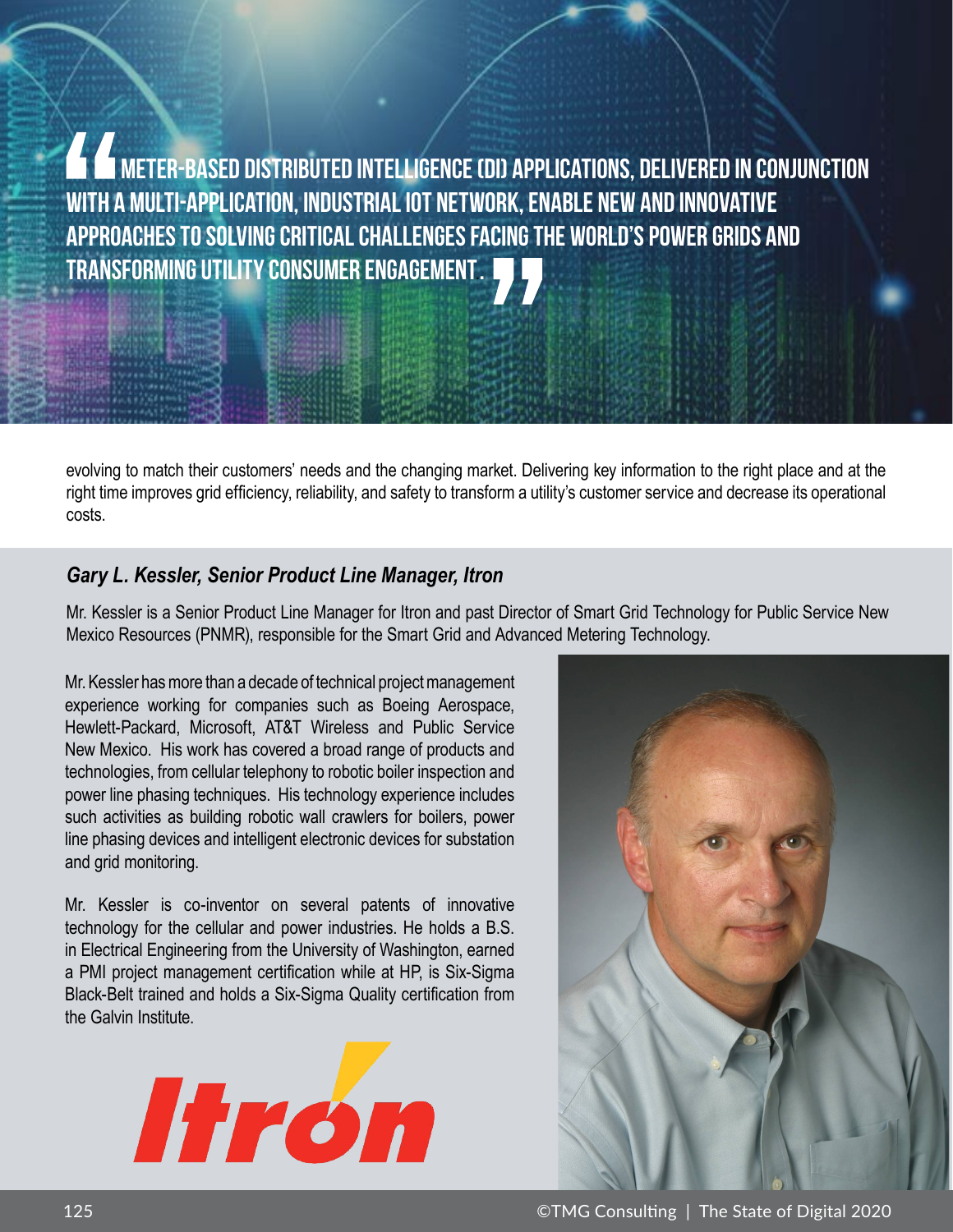> "Meter-based Distributed Intelligence (DI) applications, delivered in conjunction with a multi-application, industrial IoT network, enable new and innovative approaches to solving critical challenges facing the world's power grids and transforming utility consumer engagement."

evolving to match their customers' needs and the changing market. Delivering key information to the right place and at the right time improves grid efficiency, reliability, and safety to transform a utility's customer service and decrease its operational costs.

### *Gary L. Kessler, Senior Product Line Manager, Itron*

Mr. Kessler is a Senior Product Line Manager for Itron and past Director of Smart Grid Technology for Public Service New Mexico Resources (PNMR), responsible for the Smart Grid and Advanced Metering Technology.

Mr. Kessler has more than a decade of technical project management experience working for companies such as Boeing Aerospace, Hewlett-Packard, Microsoft, AT&T Wireless and Public Service New Mexico. His work has covered a broad range of products and technologies, from cellular telephony to robotic boiler inspection and power line phasing techniques. His technology experience includes such activities as building robotic wall crawlers for boilers, power line phasing devices and intelligent electronic devices for substation and grid monitoring.

Mr. Kessler is co-inventor on several patents of innovative technology for the cellular and power industries. He holds a B.S. in Electrical Engineering from the University of Washington, earned a PMI project management certification while at HP, is Six-Sigma Black-Belt trained and holds a Six-Sigma Quality certification from the Galvin Institute.

Itron